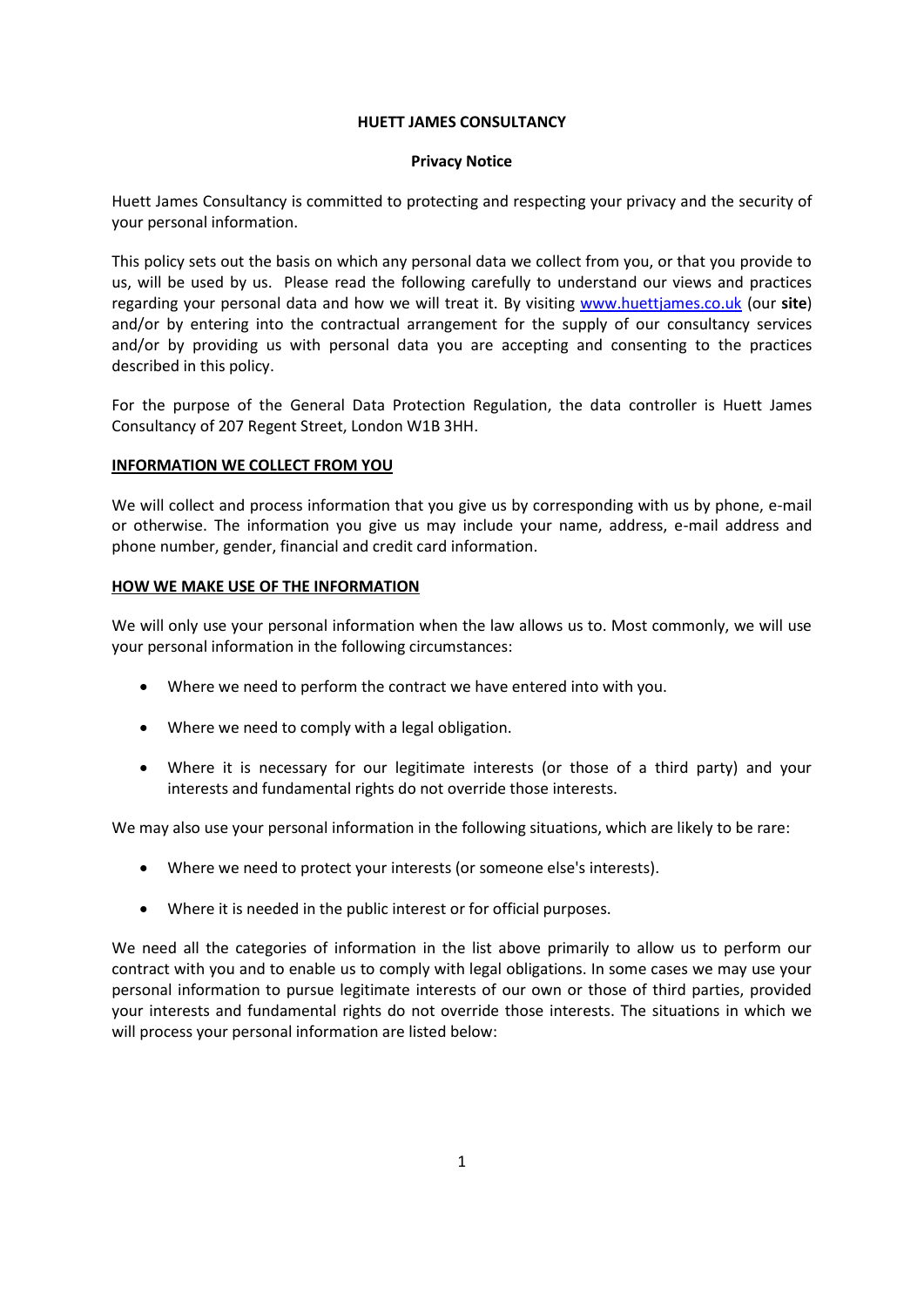# HUETT JAMES CONSULTANCY

## Privacy Notice

Huett James Consultancy is committed to protecting and respecting your privacy and the security of your personal information.

This policy sets out the basis on which any personal data we collect from you, or that you provide to us, will be used by us. Please read the following carefully to understand our views and practices regarding your personal data and how we will treat it. By visiting [www.huettjames.co.uk](www.huettjames.co.uk) (our **site**) and/or by entering into the contractual arrangement for the supply of our consultancy services and/or by providing us with personal data you are accepting and consenting to the practices described in this policy.

For the purpose of the General Data Protection Regulation, the data controller is Huett James Consultancy of 207 Regent Street, London W1B 3HH.

### INFORMATION WE COLLECT FROM YOU

We will collect and process information that you give us by corresponding with us by phone, e-mail or otherwise. The information you give us may include your name, address, e-mail address and phone number, gender, financial and credit card information.

### HOW WE MAKE USE OF THE INFORMATION

We will only use your personal information when the law allows us to. Most commonly, we will use your personal information in the following circumstances:

- Where we need to perform the contract we have entered into with you.
- Where we need to comply with a legal obligation.
- Where it is necessary for our legitimate interests (or those of a third party) and your interests and fundamental rights do not override those interests.

We may also use your personal information in the following situations, which are likely to be rare:

- Where we need to protect your interests (or someone else's interests).
- Where it is needed in the public interest or for official purposes.

We need all the categories of information in the list above primarily to allow us to perform our contract with you and to enable us to comply with legal obligations. In some cases we may use your personal information to pursue legitimate interests of our own or those of third parties, provided your interests and fundamental rights do not override those interests. The situations in which we will process your personal information are listed below: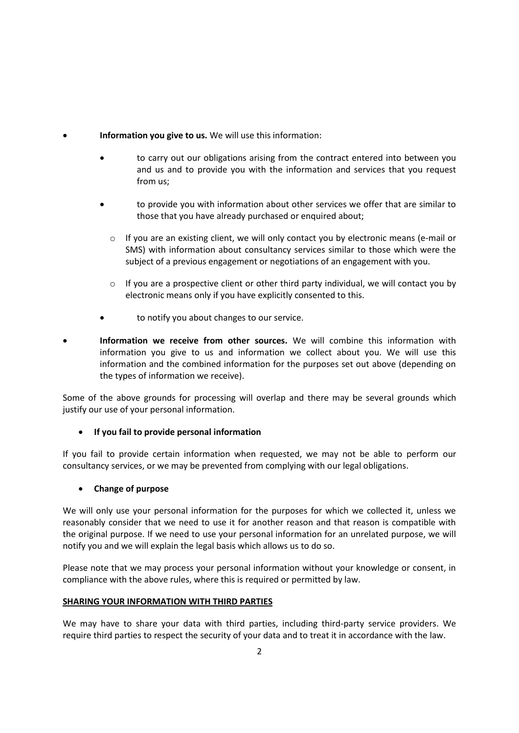- **Information you give to us.** We will use this information:
  - to carry out our obligations arising from the contract entered into between you and us and to provide you with the information and services that you request from us;
  - to provide you with information about other services we offer that are similar to those that you have already purchased or enquired about;
    - If you are an existing client, we will only contact you by electronic means (e-mail or SMS) with information about consultancy services similar to those which were the subject of a previous engagement or negotiations of an engagement with you.
    - If you are a prospective client or other third party individual, we will contact you by electronic means only if you have explicitly consented to this.
  - to notify you about changes to our service.
- **Information we receive from other sources.** We will combine this information with information you give to us and information we collect about you. We will use this information and the combined information for the purposes set out above (depending on the types of information we receive).

Some of the above grounds for processing will overlap and there may be several grounds which justify our use of your personal information.

- **If you fail to provide personal information**

If you fail to provide certain information when requested, we may not be able to perform our consultancy services, or we may be prevented from complying with our legal obligations.

- **Change of purpose**

We will only use your personal information for the purposes for which we collected it, unless we reasonably consider that we need to use it for another reason and that reason is compatible with the original purpose. If we need to use your personal information for an unrelated purpose, we will notify you and we will explain the legal basis which allows us to do so.

Please note that we may process your personal information without your knowledge or consent, in compliance with the above rules, where this is required or permitted by law.

**SHARING YOUR INFORMATION WITH THIRD PARTIES**

We may have to share your data with third parties, including third-party service providers. We require third parties to respect the security of your data and to treat it in accordance with the law.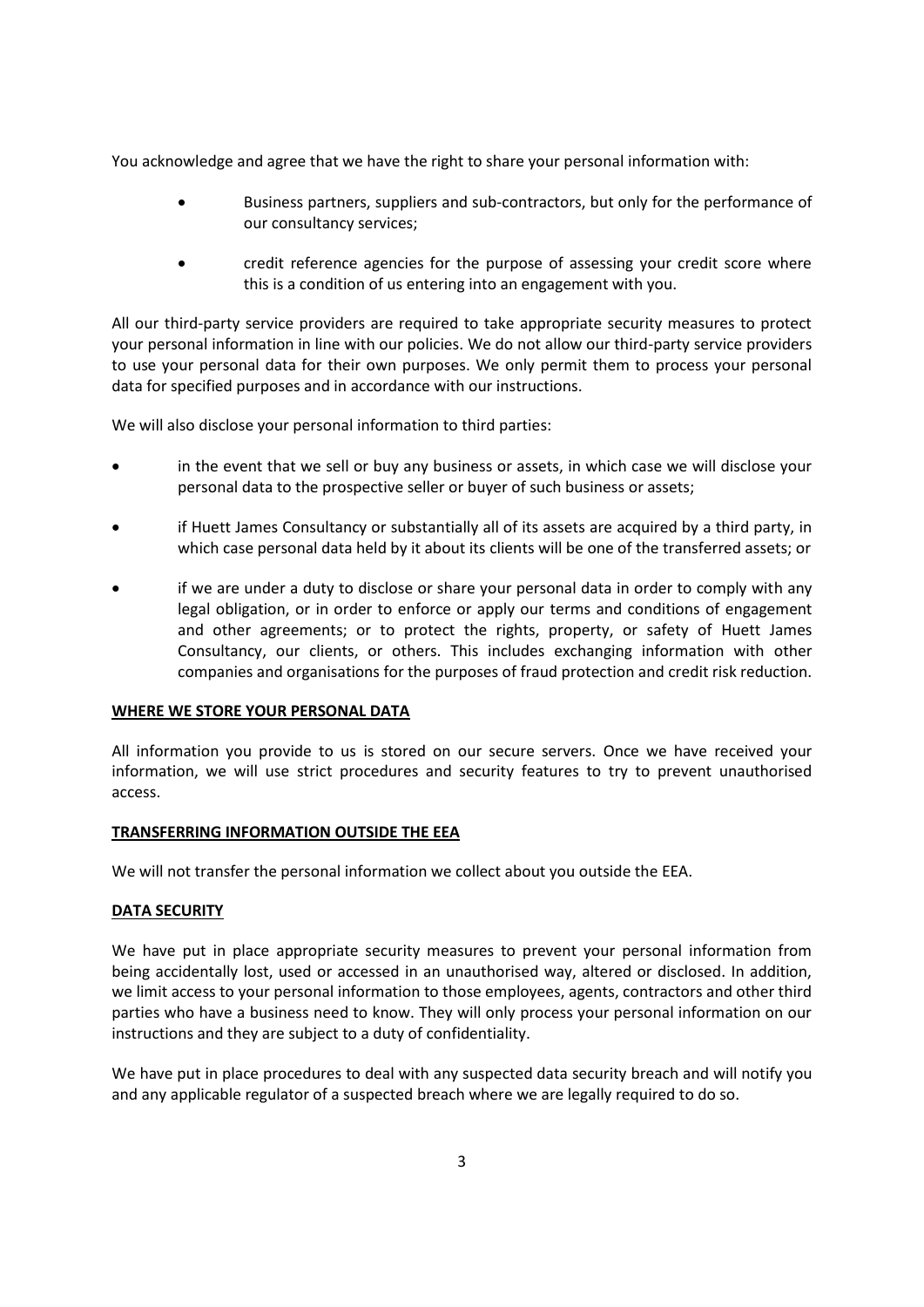You acknowledge and agree that we have the right to share your personal information with:

- Business partners, suppliers and sub-contractors, but only for the performance of our consultancy services;
- credit reference agencies for the purpose of assessing your credit score where this is a condition of us entering into an engagement with you.

All our third-party service providers are required to take appropriate security measures to protect your personal information in line with our policies. We do not allow our third-party service providers to use your personal data for their own purposes. We only permit them to process your personal data for specified purposes and in accordance with our instructions.

We will also disclose your personal information to third parties:

- in the event that we sell or buy any business or assets, in which case we will disclose your personal data to the prospective seller or buyer of such business or assets;
- if Huett James Consultancy or substantially all of its assets are acquired by a third party, in which case personal data held by it about its clients will be one of the transferred assets; or
- if we are under a duty to disclose or share your personal data in order to comply with any legal obligation, or in order to enforce or apply our terms and conditions of engagement and other agreements; or to protect the rights, property, or safety of Huett James Consultancy, our clients, or others. This includes exchanging information with other companies and organisations for the purposes of fraud protection and credit risk reduction.

**WHERE WE STORE YOUR PERSONAL DATA**

All information you provide to us is stored on our secure servers. Once we have received your information, we will use strict procedures and security features to try to prevent unauthorised access.

**TRANSFERRING INFORMATION OUTSIDE THE EEA**

We will not transfer the personal information we collect about you outside the EEA.

**DATA SECURITY**

We have put in place appropriate security measures to prevent your personal information from being accidentally lost, used or accessed in an unauthorised way, altered or disclosed. In addition, we limit access to your personal information to those employees, agents, contractors and other third parties who have a business need to know. They will only process your personal information on our instructions and they are subject to a duty of confidentiality.

We have put in place procedures to deal with any suspected data security breach and will notify you and any applicable regulator of a suspected breach where we are legally required to do so.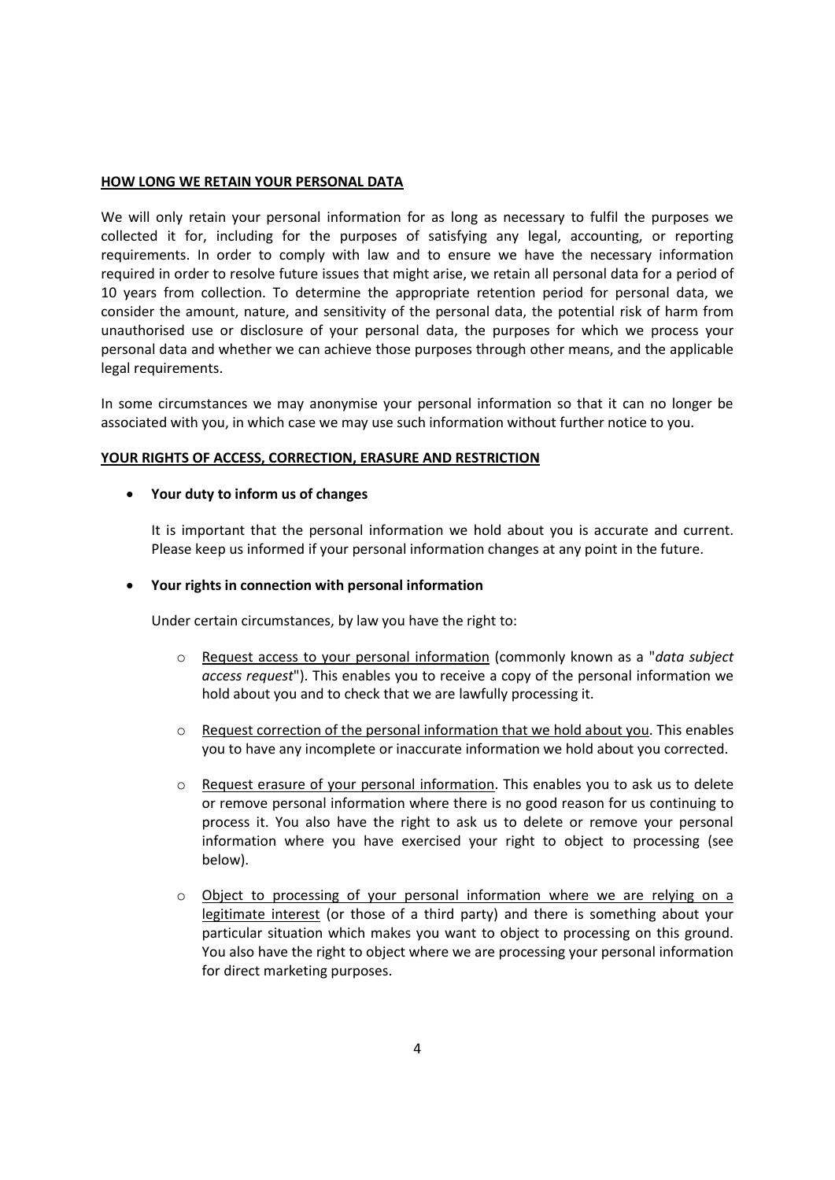**HOW LONG WE RETAIN YOUR PERSONAL DATA**

We will only retain your personal information for as long as necessary to fulfil the purposes we collected it for, including for the purposes of satisfying any legal, accounting, or reporting requirements. In order to comply with law and to ensure we have the necessary information required in order to resolve future issues that might arise, we retain all personal data for a period of 10 years from collection. To determine the appropriate retention period for personal data, we consider the amount, nature, and sensitivity of the personal data, the potential risk of harm from unauthorised use or disclosure of your personal data, the purposes for which we process your personal data and whether we can achieve those purposes through other means, and the applicable legal requirements.

In some circumstances we may anonymise your personal information so that it can no longer be associated with you, in which case we may use such information without further notice to you.

**YOUR RIGHTS OF ACCESS, CORRECTION, ERASURE AND RESTRICTION**

- **Your duty to inform us of changes**

  It is important that the personal information we hold about you is accurate and current. Please keep us informed if your personal information changes at any point in the future.

- **Your rights in connection with personal information**

  Under certain circumstances, by law you have the right to:

  - Request access to your personal information (commonly known as a "*data subject access request*"). This enables you to receive a copy of the personal information we hold about you and to check that we are lawfully processing it.

  - Request correction of the personal information that we hold about you. This enables you to have any incomplete or inaccurate information we hold about you corrected.

  - Request erasure of your personal information. This enables you to ask us to delete or remove personal information where there is no good reason for us continuing to process it. You also have the right to ask us to delete or remove your personal information where you have exercised your right to object to processing (see below).

  - Object to processing of your personal information where we are relying on a legitimate interest (or those of a third party) and there is something about your particular situation which makes you want to object to processing on this ground. You also have the right to object where we are processing your personal information for direct marketing purposes.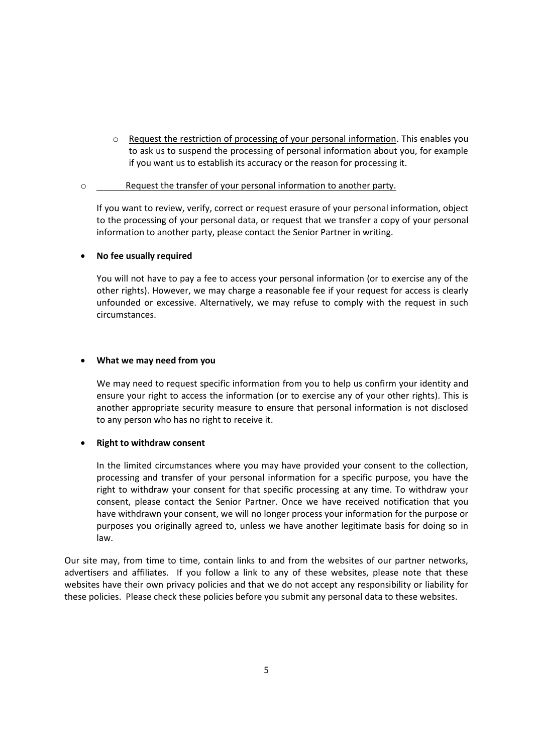- Request the restriction of processing of your personal information. This enables you to ask us to suspend the processing of personal information about you, for example if you want us to establish its accuracy or the reason for processing it.

- Request the transfer of your personal information to another party.

If you want to review, verify, correct or request erasure of your personal information, object to the processing of your personal data, or request that we transfer a copy of your personal information to another party, please contact the Senior Partner in writing.

- **No fee usually required**

  You will not have to pay a fee to access your personal information (or to exercise any of the other rights). However, we may charge a reasonable fee if your request for access is clearly unfounded or excessive. Alternatively, we may refuse to comply with the request in such circumstances.

- **What we may need from you**

  We may need to request specific information from you to help us confirm your identity and ensure your right to access the information (or to exercise any of your other rights). This is another appropriate security measure to ensure that personal information is not disclosed to any person who has no right to receive it.

- **Right to withdraw consent**

  In the limited circumstances where you may have provided your consent to the collection, processing and transfer of your personal information for a specific purpose, you have the right to withdraw your consent for that specific processing at any time. To withdraw your consent, please contact the Senior Partner. Once we have received notification that you have withdrawn your consent, we will no longer process your information for the purpose or purposes you originally agreed to, unless we have another legitimate basis for doing so in law.

Our site may, from time to time, contain links to and from the websites of our partner networks, advertisers and affiliates. If you follow a link to any of these websites, please note that these websites have their own privacy policies and that we do not accept any responsibility or liability for these policies. Please check these policies before you submit any personal data to these websites.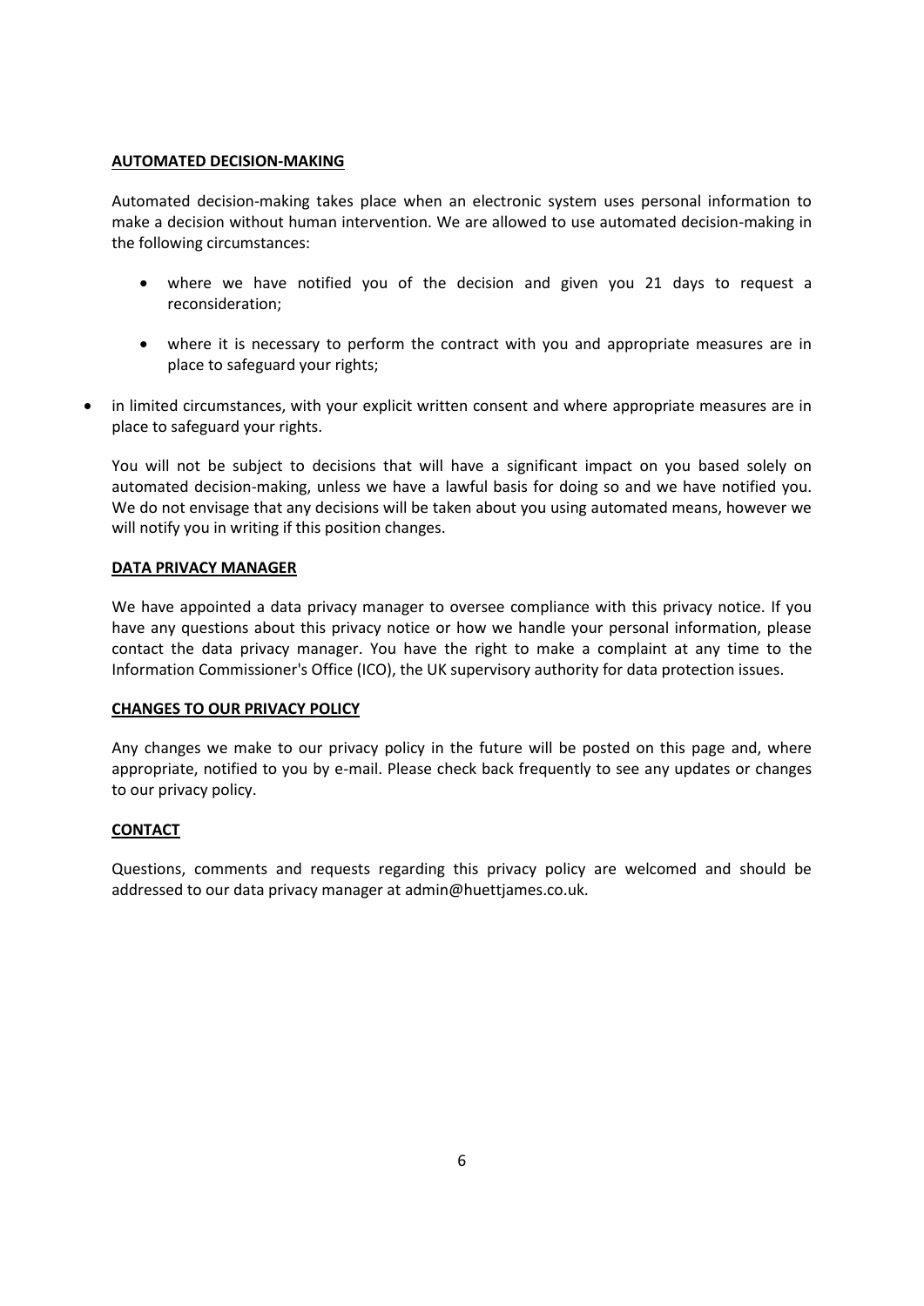**AUTOMATED DECISION-MAKING**

Automated decision-making takes place when an electronic system uses personal information to make a decision without human intervention. We are allowed to use automated decision-making in the following circumstances:

- where we have notified you of the decision and given you 21 days to request a reconsideration;
- where it is necessary to perform the contract with you and appropriate measures are in place to safeguard your rights;
- in limited circumstances, with your explicit written consent and where appropriate measures are in place to safeguard your rights.

You will not be subject to decisions that will have a significant impact on you based solely on automated decision-making, unless we have a lawful basis for doing so and we have notified you. We do not envisage that any decisions will be taken about you using automated means, however we will notify you in writing if this position changes.

**DATA PRIVACY MANAGER**

We have appointed a data privacy manager to oversee compliance with this privacy notice. If you have any questions about this privacy notice or how we handle your personal information, please contact the data privacy manager. You have the right to make a complaint at any time to the Information Commissioner's Office (ICO), the UK supervisory authority for data protection issues.

**CHANGES TO OUR PRIVACY POLICY**

Any changes we make to our privacy policy in the future will be posted on this page and, where appropriate, notified to you by e-mail. Please check back frequently to see any updates or changes to our privacy policy.

**CONTACT**

Questions, comments and requests regarding this privacy policy are welcomed and should be addressed to our data privacy manager at admin@huettjames.co.uk.